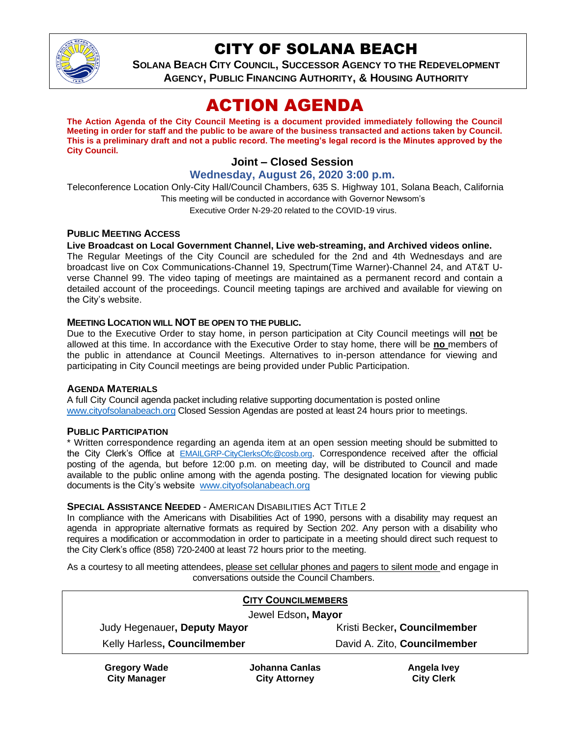# CITY OF SOLANA BEACH

**SOLANA BEACH CITY COUNCIL, SUCCESSOR AGENCY TO THE REDEVELOPMENT AGENCY, PUBLIC FINANCING AUTHORITY, & HOUSING AUTHORITY**

# ACTION AGENDA

**The Action Agenda of the City Council Meeting is a document provided immediately following the Council Meeting in order for staff and the public to be aware of the business transacted and actions taken by Council. This is a preliminary draft and not a public record. The meeting's legal record is the Minutes approved by the City Council.**

## Joint – Closed Session

### Wednesday, August 26, 2020 3:00 p.m.

Teleconference Location Only-City Hall/Council Chambers, 635 S. Highway 101, Solana Beach, California
This meeting will be conducted in accordance with Governor Newsom's
Executive Order N-29-20 related to the COVID-19 virus.

#### PUBLIC MEETING ACCESS

**Live Broadcast on Local Government Channel, Live web-streaming, and Archived videos online.**
The Regular Meetings of the City Council are scheduled for the 2nd and 4th Wednesdays and are broadcast live on Cox Communications-Channel 19, Spectrum(Time Warner)-Channel 24, and AT&T U-verse Channel 99. The video taping of meetings are maintained as a permanent record and contain a detailed account of the proceedings. Council meeting tapings are archived and available for viewing on the City's website.

#### MEETING LOCATION WILL NOT BE OPEN TO THE PUBLIC.

Due to the Executive Order to stay home, in person participation at City Council meetings will **no**t be allowed at this time. In accordance with the Executive Order to stay home, there will be **no** members of the public in attendance at Council Meetings. Alternatives to in-person attendance for viewing and participating in City Council meetings are being provided under Public Participation.

#### AGENDA MATERIALS

A full City Council agenda packet including relative supporting documentation is posted online www.cityofsolanabeach.org Closed Session Agendas are posted at least 24 hours prior to meetings.

#### PUBLIC PARTICIPATION

* Written correspondence regarding an agenda item at an open session meeting should be submitted to the City Clerk's Office at EMAILGRP-CityClerksOfc@cosb.org. Correspondence received after the official posting of the agenda, but before 12:00 p.m. on meeting day, will be distributed to Council and made available to the public online among with the agenda posting. The designated location for viewing public documents is the City's website www.cityofsolanabeach.org

#### SPECIAL ASSISTANCE NEEDED - AMERICAN DISABILITIES ACT TITLE 2

In compliance with the Americans with Disabilities Act of 1990, persons with a disability may request an agenda in appropriate alternative formats as required by Section 202. Any person with a disability who requires a modification or accommodation in order to participate in a meeting should direct such request to the City Clerk's office (858) 720-2400 at least 72 hours prior to the meeting.

As a courtesy to all meeting attendees, please set cellular phones and pagers to silent mode and engage in conversations outside the Council Chambers.

**CITY COUNCILMEMBERS**

Jewel Edson, **Mayor**

| | |
|---|---|
| Judy Hegenauer, **Deputy Mayor** | Kristi Becker, **Councilmember** |
| Kelly Harless, **Councilmember** | David A. Zito, **Councilmember** |

| | | |
|---|---|---|
| **Gregory Wade** | **Johanna Canlas** | **Angela Ivey** |
| **City Manager** | **City Attorney** | **City Clerk** |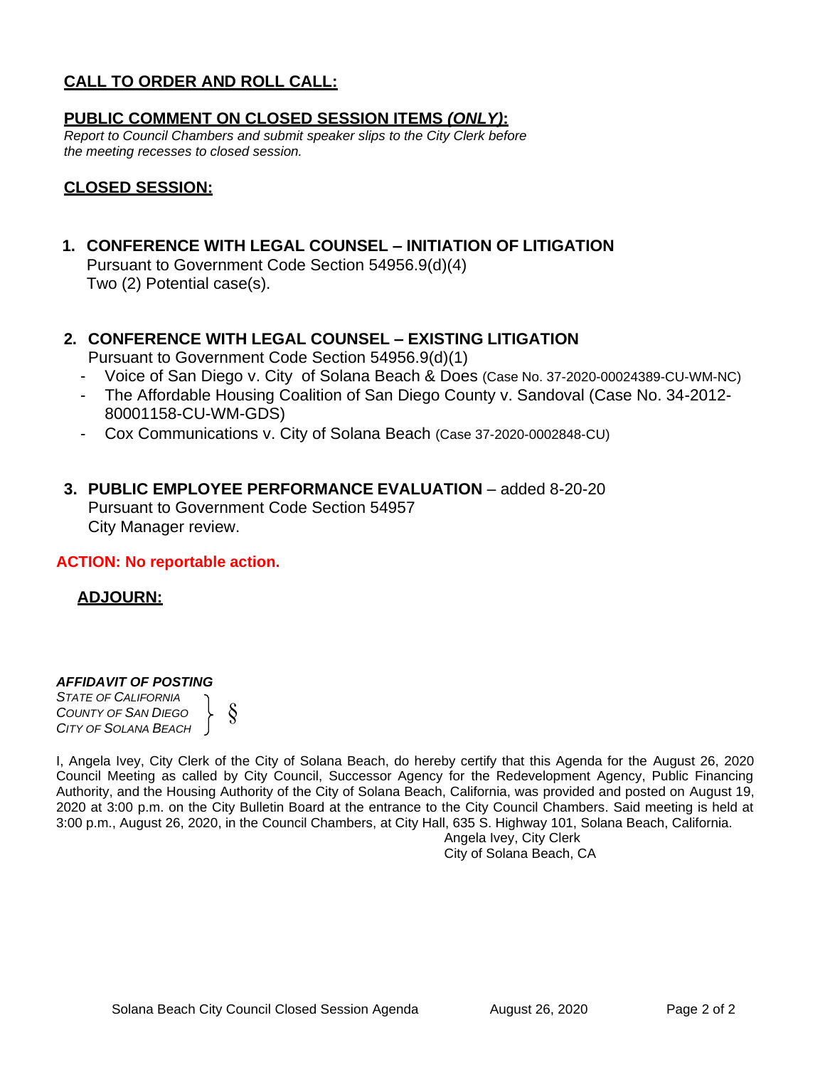## CALL TO ORDER AND ROLL CALL:

## PUBLIC COMMENT ON CLOSED SESSION ITEMS *(ONLY)*:

*Report to Council Chambers and submit speaker slips to the City Clerk before the meeting recesses to closed session.*

## CLOSED SESSION:

**1. CONFERENCE WITH LEGAL COUNSEL – INITIATION OF LITIGATION**
Pursuant to Government Code Section 54956.9(d)(4)
Two (2) Potential case(s).

**2. CONFERENCE WITH LEGAL COUNSEL – EXISTING LITIGATION**
Pursuant to Government Code Section 54956.9(d)(1)

- Voice of San Diego v. City of Solana Beach & Does (Case No. 37-2020-00024389-CU-WM-NC)
- The Affordable Housing Coalition of San Diego County v. Sandoval (Case No. 34-2012-80001158-CU-WM-GDS)
- Cox Communications v. City of Solana Beach (Case 37-2020-0002848-CU)

**3. PUBLIC EMPLOYEE PERFORMANCE EVALUATION** – added 8-20-20
Pursuant to Government Code Section 54957
City Manager review.

**ACTION: No reportable action.**

## ADJOURN:

***AFFIDAVIT OF POSTING***

*STATE OF CALIFORNIA*
*COUNTY OF SAN DIEGO* } §
*CITY OF SOLANA BEACH*

I, Angela Ivey, City Clerk of the City of Solana Beach, do hereby certify that this Agenda for the August 26, 2020 Council Meeting as called by City Council, Successor Agency for the Redevelopment Agency, Public Financing Authority, and the Housing Authority of the City of Solana Beach, California, was provided and posted on August 19, 2020 at 3:00 p.m. on the City Bulletin Board at the entrance to the City Council Chambers. Said meeting is held at 3:00 p.m., August 26, 2020, in the Council Chambers, at City Hall, 635 S. Highway 101, Solana Beach, California.

Angela Ivey, City Clerk
City of Solana Beach, CA